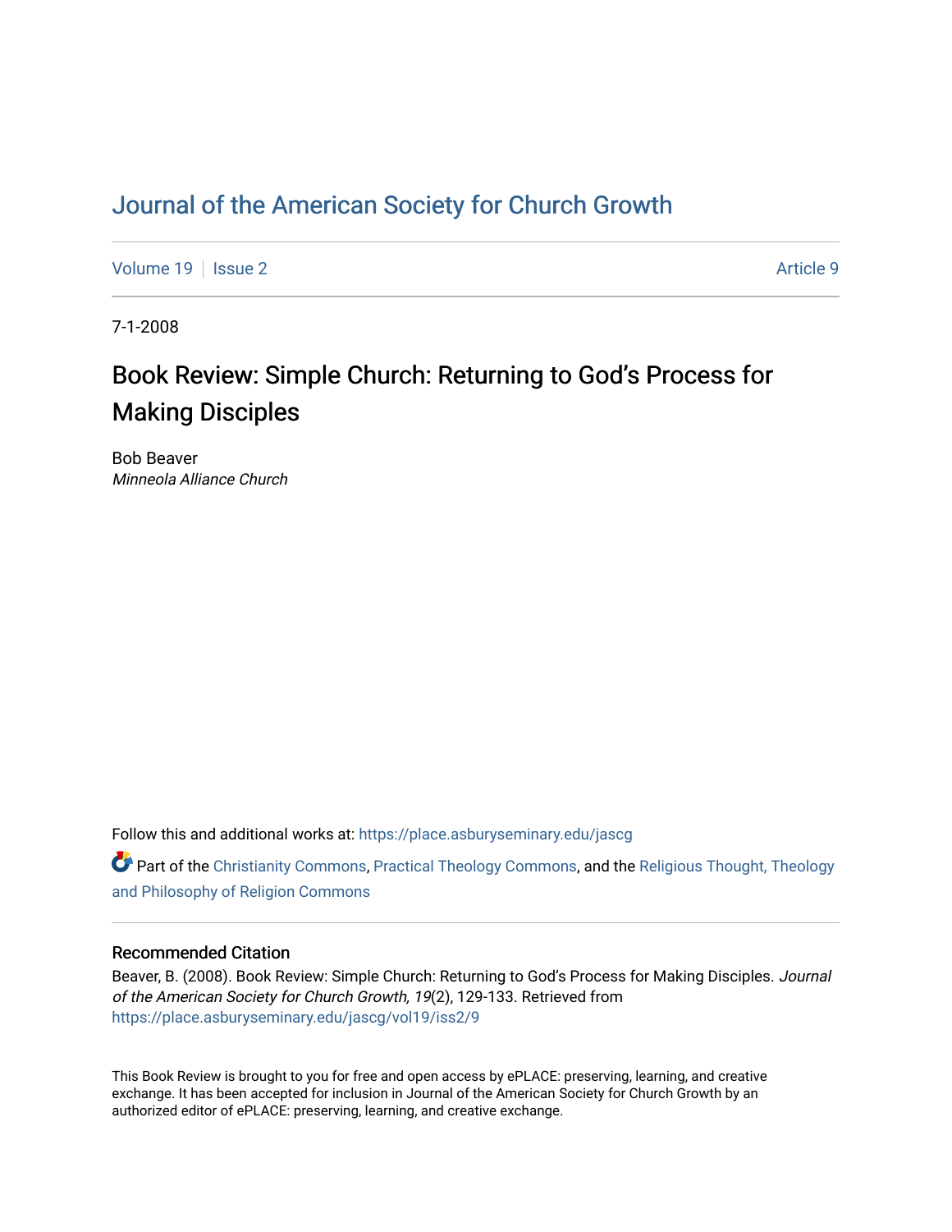# Journal of the American Society for Church Growth

Volume 19 | Issue 2 | Article 9

7-1-2008

## Book Review: Simple Church: Returning to God's Process for Making Disciples

Bob Beaver
*Minneola Alliance Church*

Follow this and additional works at: https://place.asburyseminary.edu/jascg

Part of the Christianity Commons, Practical Theology Commons, and the Religious Thought, Theology and Philosophy of Religion Commons

### Recommended Citation

Beaver, B. (2008). Book Review: Simple Church: Returning to God's Process for Making Disciples. *Journal of the American Society for Church Growth, 19*(2), 129-133. Retrieved from https://place.asburyseminary.edu/jascg/vol19/iss2/9

This Book Review is brought to you for free and open access by ePLACE: preserving, learning, and creative exchange. It has been accepted for inclusion in Journal of the American Society for Church Growth by an authorized editor of ePLACE: preserving, learning, and creative exchange.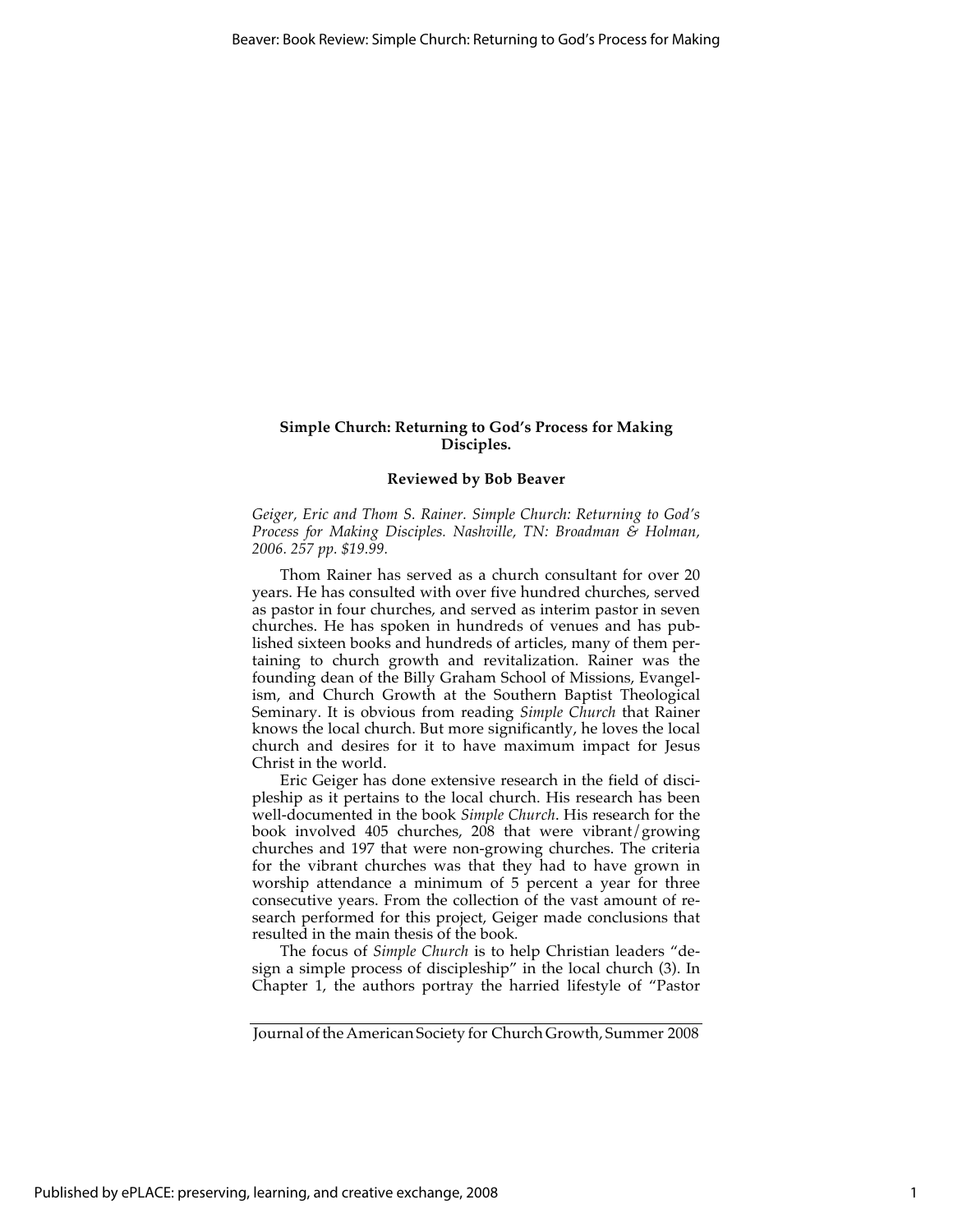**Simple Church: Returning to God's Process for Making Disciples.**

**Reviewed by Bob Beaver**

*Geiger, Eric and Thom S. Rainer. Simple Church: Returning to God's Process for Making Disciples. Nashville, TN: Broadman & Holman, 2006. 257 pp. $19.99.*

Thom Rainer has served as a church consultant for over 20 years. He has consulted with over five hundred churches, served as pastor in four churches, and served as interim pastor in seven churches. He has spoken in hundreds of venues and has published sixteen books and hundreds of articles, many of them pertaining to church growth and revitalization. Rainer was the founding dean of the Billy Graham School of Missions, Evangelism, and Church Growth at the Southern Baptist Theological Seminary. It is obvious from reading *Simple Church* that Rainer knows the local church. But more significantly, he loves the local church and desires for it to have maximum impact for Jesus Christ in the world.

Eric Geiger has done extensive research in the field of discipleship as it pertains to the local church. His research has been well-documented in the book *Simple Church*. His research for the book involved 405 churches, 208 that were vibrant/growing churches and 197 that were non-growing churches. The criteria for the vibrant churches was that they had to have grown in worship attendance a minimum of 5 percent a year for three consecutive years. From the collection of the vast amount of research performed for this project, Geiger made conclusions that resulted in the main thesis of the book.

The focus of *Simple Church* is to help Christian leaders "design a simple process of discipleship" in the local church (3). In Chapter 1, the authors portray the harried lifestyle of "Pastor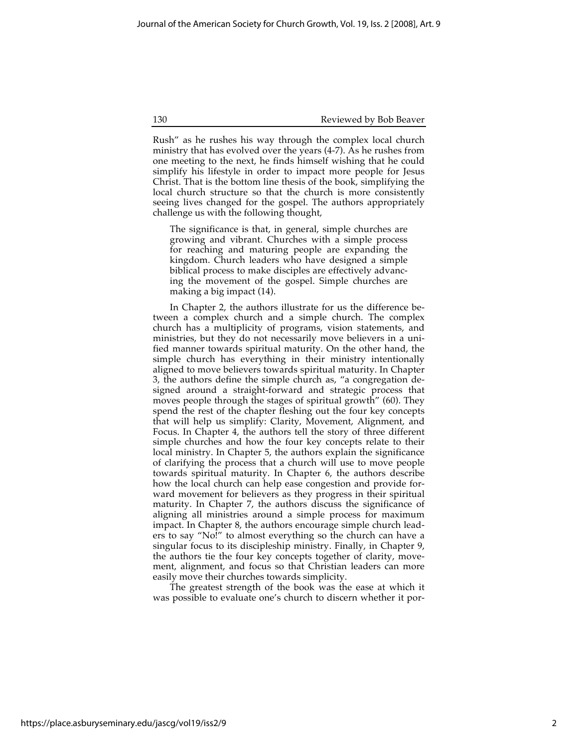Rush" as he rushes his way through the complex local church ministry that has evolved over the years (4-7). As he rushes from one meeting to the next, he finds himself wishing that he could simplify his lifestyle in order to impact more people for Jesus Christ. That is the bottom line thesis of the book, simplifying the local church structure so that the church is more consistently seeing lives changed for the gospel. The authors appropriately challenge us with the following thought,

> The significance is that, in general, simple churches are growing and vibrant. Churches with a simple process for reaching and maturing people are expanding the kingdom. Church leaders who have designed a simple biblical process to make disciples are effectively advancing the movement of the gospel. Simple churches are making a big impact (14).

In Chapter 2, the authors illustrate for us the difference between a complex church and a simple church. The complex church has a multiplicity of programs, vision statements, and ministries, but they do not necessarily move believers in a unified manner towards spiritual maturity. On the other hand, the simple church has everything in their ministry intentionally aligned to move believers towards spiritual maturity. In Chapter 3, the authors define the simple church as, "a congregation designed around a straight-forward and strategic process that moves people through the stages of spiritual growth" (60). They spend the rest of the chapter fleshing out the four key concepts that will help us simplify: Clarity, Movement, Alignment, and Focus. In Chapter 4, the authors tell the story of three different simple churches and how the four key concepts relate to their local ministry. In Chapter 5, the authors explain the significance of clarifying the process that a church will use to move people towards spiritual maturity. In Chapter 6, the authors describe how the local church can help ease congestion and provide forward movement for believers as they progress in their spiritual maturity. In Chapter 7, the authors discuss the significance of aligning all ministries around a simple process for maximum impact. In Chapter 8, the authors encourage simple church leaders to say "No!" to almost everything so the church can have a singular focus to its discipleship ministry. Finally, in Chapter 9, the authors tie the four key concepts together of clarity, movement, alignment, and focus so that Christian leaders can more easily move their churches towards simplicity.

The greatest strength of the book was the ease at which it was possible to evaluate one's church to discern whether it por-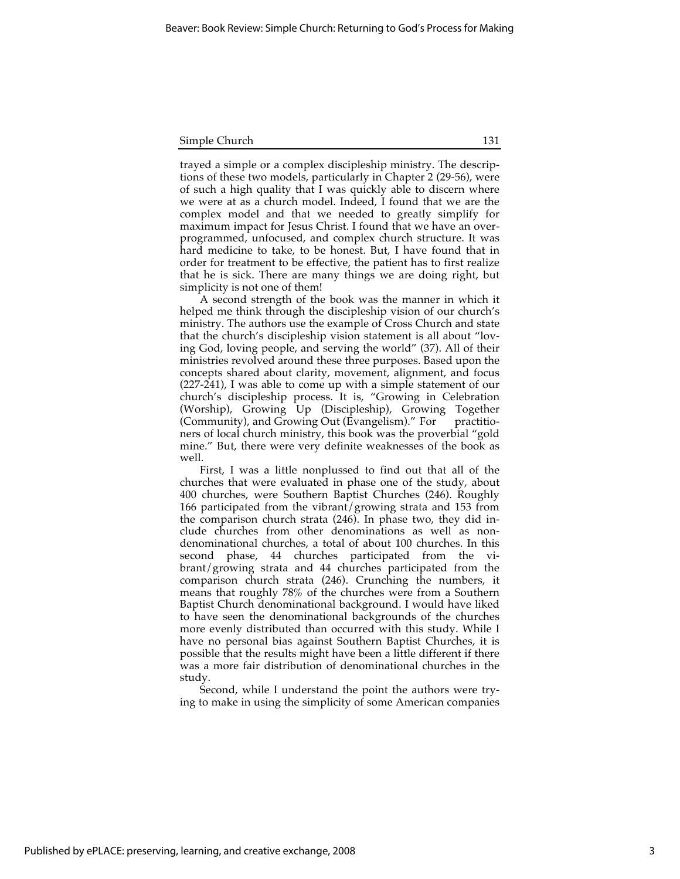trayed a simple or a complex discipleship ministry. The descriptions of these two models, particularly in Chapter 2 (29-56), were of such a high quality that I was quickly able to discern where we were at as a church model. Indeed, I found that we are the complex model and that we needed to greatly simplify for maximum impact for Jesus Christ. I found that we have an over-programmed, unfocused, and complex church structure. It was hard medicine to take, to be honest. But, I have found that in order for treatment to be effective, the patient has to first realize that he is sick. There are many things we are doing right, but simplicity is not one of them!

A second strength of the book was the manner in which it helped me think through the discipleship vision of our church's ministry. The authors use the example of Cross Church and state that the church's discipleship vision statement is all about "loving God, loving people, and serving the world" (37). All of their ministries revolved around these three purposes. Based upon the concepts shared about clarity, movement, alignment, and focus (227-241), I was able to come up with a simple statement of our church's discipleship process. It is, "Growing in Celebration (Worship), Growing Up (Discipleship), Growing Together (Community), and Growing Out (Evangelism)." For practitioners of local church ministry, this book was the proverbial "gold mine." But, there were very definite weaknesses of the book as well.

First, I was a little nonplussed to find out that all of the churches that were evaluated in phase one of the study, about 400 churches, were Southern Baptist Churches (246). Roughly 166 participated from the vibrant/growing strata and 153 from the comparison church strata (246). In phase two, they did include churches from other denominations as well as non-denominational churches, a total of about 100 churches. In this second phase, 44 churches participated from the vibrant/growing strata and 44 churches participated from the comparison church strata (246). Crunching the numbers, it means that roughly 78% of the churches were from a Southern Baptist Church denominational background. I would have liked to have seen the denominational backgrounds of the churches more evenly distributed than occurred with this study. While I have no personal bias against Southern Baptist Churches, it is possible that the results might have been a little different if there was a more fair distribution of denominational churches in the study.

Second, while I understand the point the authors were trying to make in using the simplicity of some American companies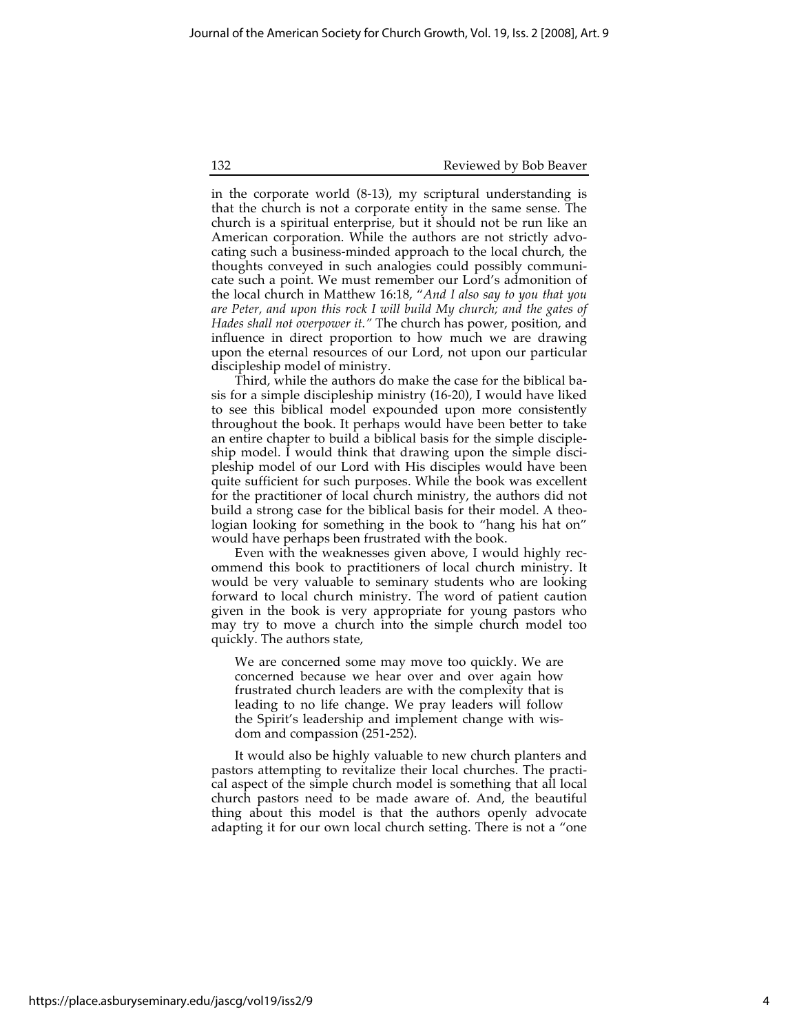in the corporate world (8-13), my scriptural understanding is that the church is not a corporate entity in the same sense. The church is a spiritual enterprise, but it should not be run like an American corporation. While the authors are not strictly advocating such a business-minded approach to the local church, the thoughts conveyed in such analogies could possibly communicate such a point. We must remember our Lord's admonition of the local church in Matthew 16:18, "*And I also say to you that you are Peter, and upon this rock I will build My church; and the gates of Hades shall not overpower it.*" The church has power, position, and influence in direct proportion to how much we are drawing upon the eternal resources of our Lord, not upon our particular discipleship model of ministry.

Third, while the authors do make the case for the biblical basis for a simple discipleship ministry (16-20), I would have liked to see this biblical model expounded upon more consistently throughout the book. It perhaps would have been better to take an entire chapter to build a biblical basis for the simple discipleship model. I would think that drawing upon the simple discipleship model of our Lord with His disciples would have been quite sufficient for such purposes. While the book was excellent for the practitioner of local church ministry, the authors did not build a strong case for the biblical basis for their model. A theologian looking for something in the book to "hang his hat on" would have perhaps been frustrated with the book.

Even with the weaknesses given above, I would highly recommend this book to practitioners of local church ministry. It would be very valuable to seminary students who are looking forward to local church ministry. The word of patient caution given in the book is very appropriate for young pastors who may try to move a church into the simple church model too quickly. The authors state,

> We are concerned some may move too quickly. We are concerned because we hear over and over again how frustrated church leaders are with the complexity that is leading to no life change. We pray leaders will follow the Spirit's leadership and implement change with wisdom and compassion (251-252).

It would also be highly valuable to new church planters and pastors attempting to revitalize their local churches. The practical aspect of the simple church model is something that all local church pastors need to be made aware of. And, the beautiful thing about this model is that the authors openly advocate adapting it for our own local church setting. There is not a "one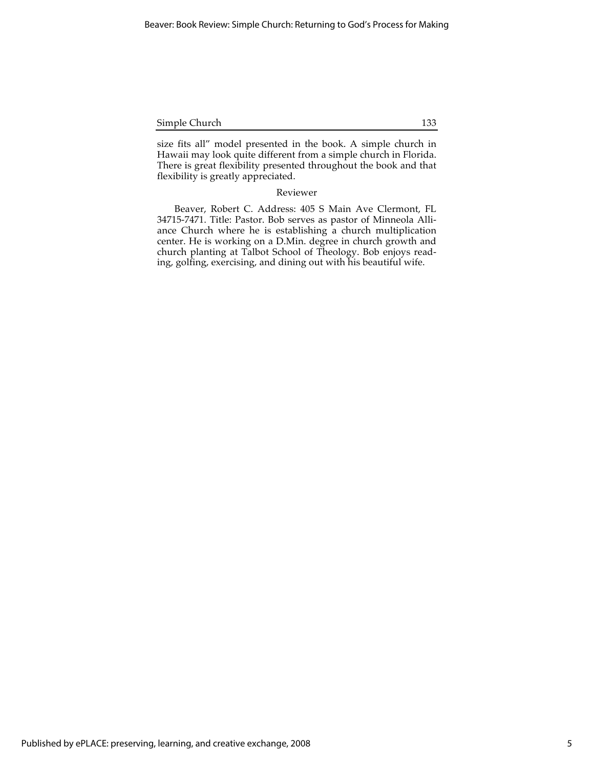size fits all" model presented in the book. A simple church in Hawaii may look quite different from a simple church in Florida. There is great flexibility presented throughout the book and that flexibility is greatly appreciated.

## Reviewer

Beaver, Robert C. Address: 405 S Main Ave Clermont, FL 34715-7471. Title: Pastor. Bob serves as pastor of Minneola Alliance Church where he is establishing a church multiplication center. He is working on a D.Min. degree in church growth and church planting at Talbot School of Theology. Bob enjoys reading, golfing, exercising, and dining out with his beautiful wife.